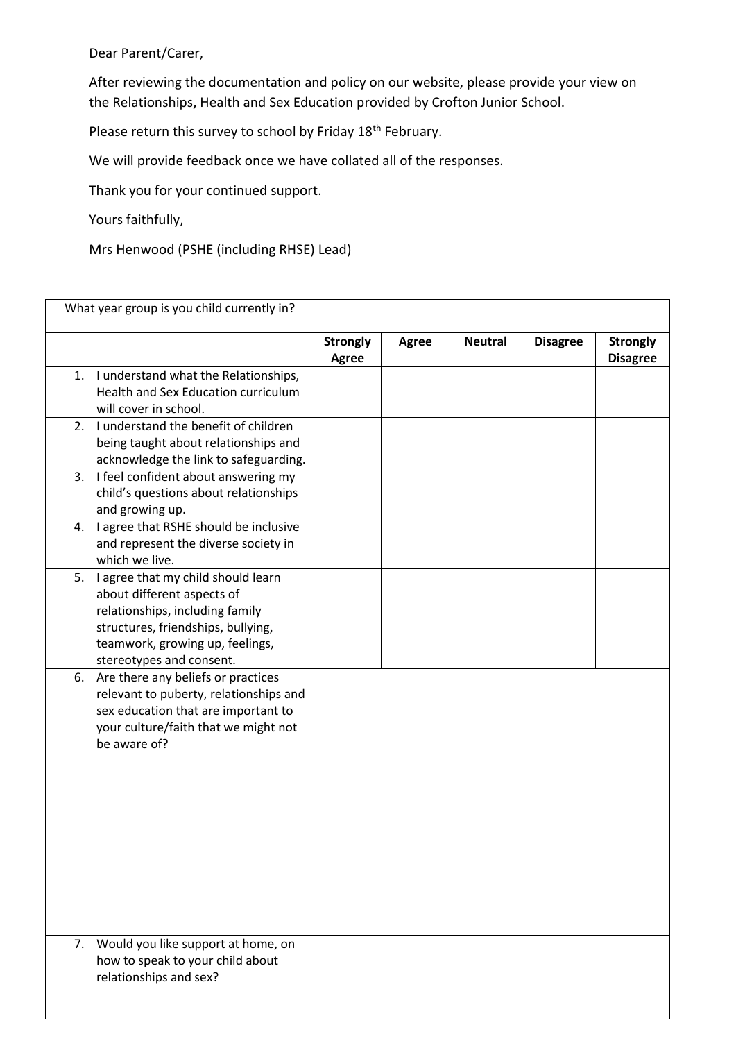Dear Parent/Carer,

After reviewing the documentation and policy on our website, please provide your view on the Relationships, Health and Sex Education provided by Crofton Junior School.

Please return this survey to school by Friday 18th February.

We will provide feedback once we have collated all of the responses.

Thank you for your continued support.

Yours faithfully,

Mrs Henwood (PSHE (including RHSE) Lead)

| What year group is you child currently in? | | | | | |
|---|---|---|---|---|---|
| | **Strongly Agree** | **Agree** | **Neutral** | **Disagree** | **Strongly Disagree** |
| 1. I understand what the Relationships, Health and Sex Education curriculum will cover in school. | | | | | |
| 2. I understand the benefit of children being taught about relationships and acknowledge the link to safeguarding. | | | | | |
| 3. I feel confident about answering my child's questions about relationships and growing up. | | | | | |
| 4. I agree that RSHE should be inclusive and represent the diverse society in which we live. | | | | | |
| 5. I agree that my child should learn about different aspects of relationships, including family structures, friendships, bullying, teamwork, growing up, feelings, stereotypes and consent. | | | | | |
| 6. Are there any beliefs or practices relevant to puberty, relationships and sex education that are important to your culture/faith that we might not be aware of? | | | | | |
| 7. Would you like support at home, on how to speak to your child about relationships and sex? | | | | | |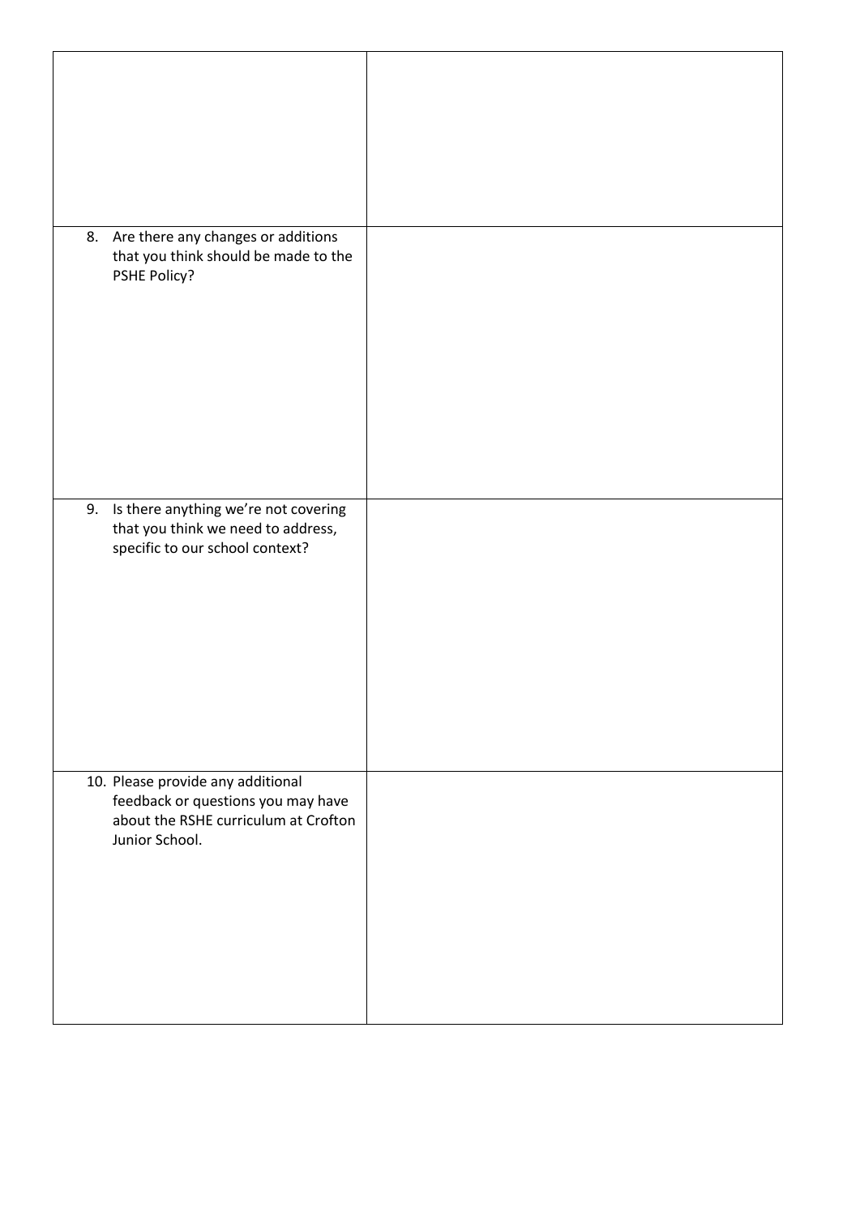| | |
|---|---|
| | |
| 8. Are there any changes or additions that you think should be made to the PSHE Policy? | |
| 9. Is there anything we're not covering that you think we need to address, specific to our school context? | |
| 10. Please provide any additional feedback or questions you may have about the RSHE curriculum at Crofton Junior School. | |